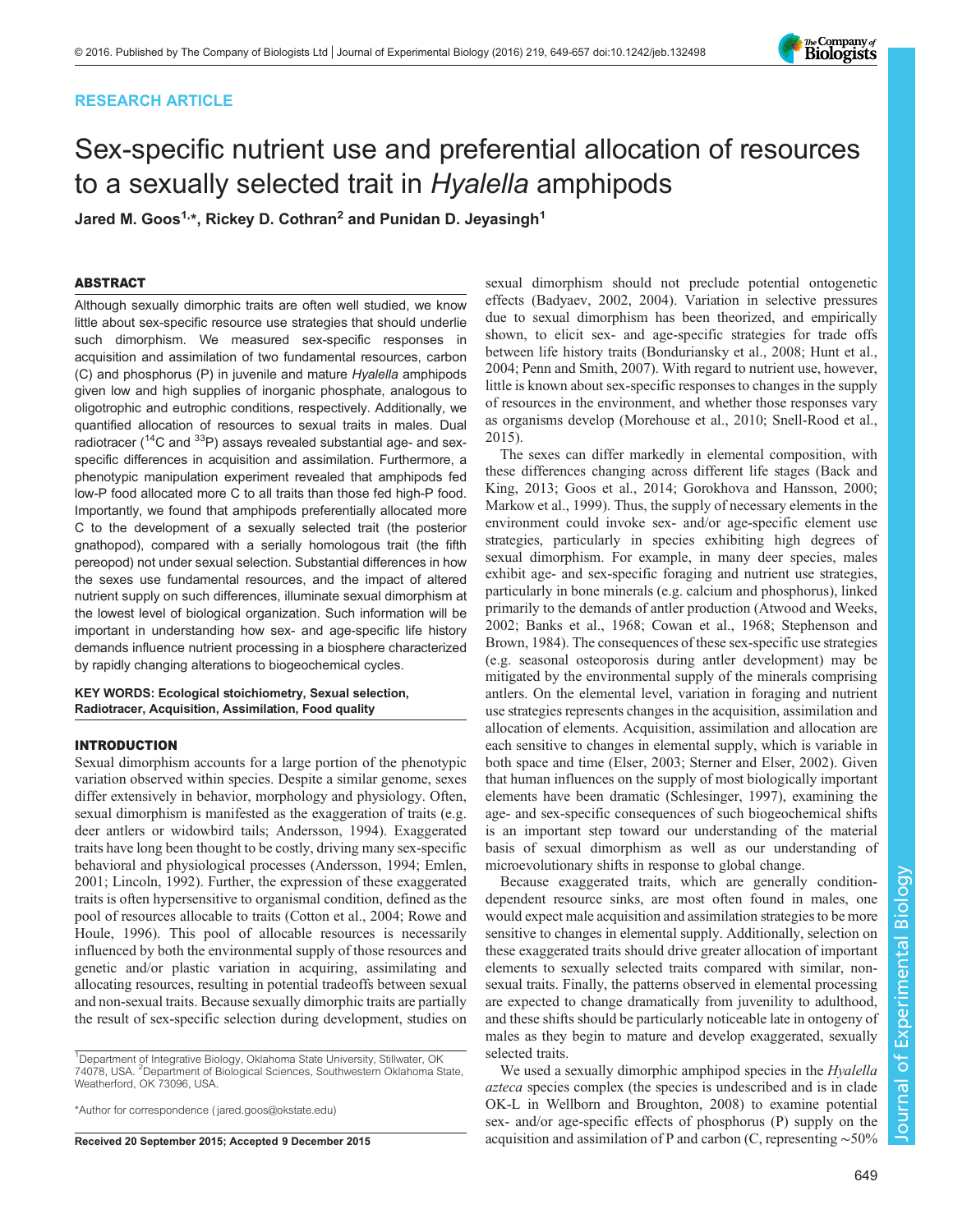RESEARCH ARTICLE

# Sex-specific nutrient use and preferential allocation of resources to a sexually selected trait in *Hyalella* amphipods

Jared M. Goos[1,*], Rickey D. Cothran[2] and Punidan D. Jeyasingh[1]

## ABSTRACT

Although sexually dimorphic traits are often well studied, we know little about sex-specific resource use strategies that should underlie such dimorphism. We measured sex-specific responses in acquisition and assimilation of two fundamental resources, carbon (C) and phosphorus (P) in juvenile and mature *Hyalella* amphipods given low and high supplies of inorganic phosphate, analogous to oligotrophic and eutrophic conditions, respectively. Additionally, we quantified allocation of resources to sexual traits in males. Dual radiotracer ($^{14}C$ and $^{33}P$) assays revealed substantial age- and sex-specific differences in acquisition and assimilation. Furthermore, a phenotypic manipulation experiment revealed that amphipods fed low-P food allocated more C to all traits than those fed high-P food. Importantly, we found that amphipods preferentially allocated more C to the development of a sexually selected trait (the posterior gnathopod), compared with a serially homologous trait (the fifth pereopod) not under sexual selection. Substantial differences in how the sexes use fundamental resources, and the impact of altered nutrient supply on such differences, illuminate sexual dimorphism at the lowest level of biological organization. Such information will be important in understanding how sex- and age-specific life history demands influence nutrient processing in a biosphere characterized by rapidly changing alterations to biogeochemical cycles.

**KEY WORDS: Ecological stoichiometry, Sexual selection, Radiotracer, Acquisition, Assimilation, Food quality**

## INTRODUCTION

Sexual dimorphism accounts for a large portion of the phenotypic variation observed within species. Despite a similar genome, sexes differ extensively in behavior, morphology and physiology. Often, sexual dimorphism is manifested as the exaggeration of traits (e.g. deer antlers or widowbird tails; Andersson, 1994). Exaggerated traits have long been thought to be costly, driving many sex-specific behavioral and physiological processes (Andersson, 1994; Emlen, 2001; Lincoln, 1992). Further, the expression of these exaggerated traits is often hypersensitive to organismal condition, defined as the pool of resources allocable to traits (Cotton et al., 2004; Rowe and Houle, 1996). This pool of allocable resources is necessarily influenced by both the environmental supply of those resources and genetic and/or plastic variation in acquiring, assimilating and allocating resources, resulting in potential tradeoffs between sexual and non-sexual traits. Because sexually dimorphic traits are partially the result of sex-specific selection during development, studies on sexual dimorphism should not preclude potential ontogenetic effects (Badyaev, 2002, 2004). Variation in selective pressures due to sexual dimorphism has been theorized, and empirically shown, to elicit sex- and age-specific strategies for trade offs between life history traits (Bonduriansky et al., 2008; Hunt et al., 2004; Penn and Smith, 2007). With regard to nutrient use, however, little is known about sex-specific responses to changes in the supply of resources in the environment, and whether those responses vary as organisms develop (Morehouse et al., 2010; Snell-Rood et al., 2015).

The sexes can differ markedly in elemental composition, with these differences changing across different life stages (Back and King, 2013; Goos et al., 2014; Gorokhova and Hansson, 2000; Markow et al., 1999). Thus, the supply of necessary elements in the environment could invoke sex- and/or age-specific element use strategies, particularly in species exhibiting high degrees of sexual dimorphism. For example, in many deer species, males exhibit age- and sex-specific foraging and nutrient use strategies, particularly in bone minerals (e.g. calcium and phosphorus), linked primarily to the demands of antler production (Atwood and Weeks, 2002; Banks et al., 1968; Cowan et al., 1968; Stephenson and Brown, 1984). The consequences of these sex-specific use strategies (e.g. seasonal osteoporosis during antler development) may be mitigated by the environmental supply of the minerals comprising antlers. On the elemental level, variation in foraging and nutrient use strategies represents changes in the acquisition, assimilation and allocation of elements. Acquisition, assimilation and allocation are each sensitive to changes in elemental supply, which is variable in both space and time (Elser, 2003; Sterner and Elser, 2002). Given that human influences on the supply of most biologically important elements have been dramatic (Schlesinger, 1997), examining the age- and sex-specific consequences of such biogeochemical shifts is an important step toward our understanding of the material basis of sexual dimorphism as well as our understanding of microevolutionary shifts in response to global change.

Because exaggerated traits, which are generally condition-dependent resource sinks, are most often found in males, one would expect male acquisition and assimilation strategies to be more sensitive to changes in elemental supply. Additionally, selection on these exaggerated traits should drive greater allocation of important elements to sexually selected traits compared with similar, non-sexual traits. Finally, the patterns observed in elemental processing are expected to change dramatically from juvenility to adulthood, and these shifts should be particularly noticeable late in ontogeny of males as they begin to mature and develop exaggerated, sexually selected traits.

We used a sexually dimorphic amphipod species in the *Hyalella azteca* species complex (the species is undescribed and is in clade OK-L in Wellborn and Broughton, 2008) to examine potential sex- and/or age-specific effects of phosphorus (P) supply on the acquisition and assimilation of P and carbon (C, representing ~50%

[1]Department of Integrative Biology, Oklahoma State University, Stillwater, OK 74078, USA. [2]Department of Biological Sciences, Southwestern Oklahoma State, Weatherford, OK 73096, USA.

*Author for correspondence (jared.goos@okstate.edu)

Received 20 September 2015; Accepted 9 December 2015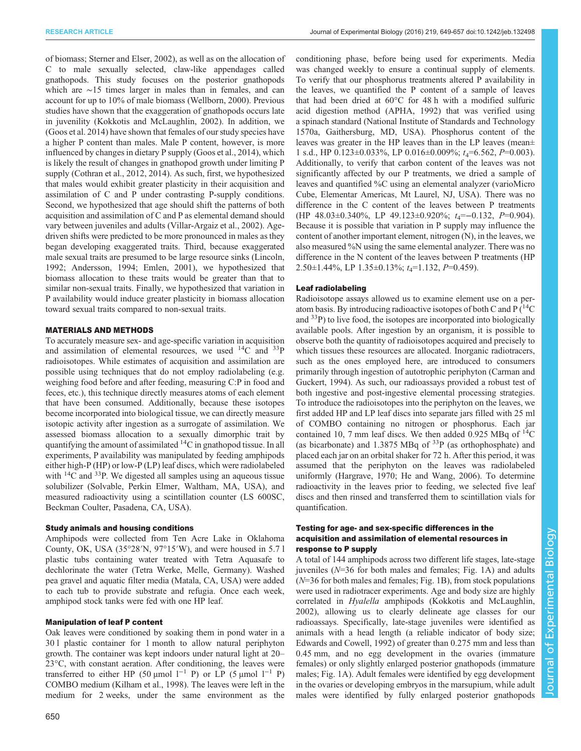of biomass; Sterner and Elser, 2002), as well as on the allocation of C to male sexually selected, claw-like appendages called gnathopods. This study focuses on the posterior gnathopods which are ∼15 times larger in males than in females, and can account for up to 10% of male biomass (Wellborn, 2000). Previous studies have shown that the exaggeration of gnathopods occurs late in juvenility (Kokkotis and McLaughlin, 2002). In addition, we (Goos et al. 2014) have shown that females of our study species have a higher P content than males. Male P content, however, is more influenced by changes in dietary P supply (Goos et al., 2014), which is likely the result of changes in gnathopod growth under limiting P supply (Cothran et al., 2012, 2014). As such, first, we hypothesized that males would exhibit greater plasticity in their acquisition and assimilation of C and P under contrasting P-supply conditions. Second, we hypothesized that age should shift the patterns of both acquisition and assimilation of C and P as elemental demand should vary between juveniles and adults (Villar-Argaiz et al., 2002). Age-driven shifts were predicted to be more pronounced in males as they began developing exaggerated traits. Third, because exaggerated male sexual traits are presumed to be large resource sinks (Lincoln, 1992; Andersson, 1994; Emlen, 2001), we hypothesized that biomass allocation to these traits would be greater than that to similar non-sexual traits. Finally, we hypothesized that variation in P availability would induce greater plasticity in biomass allocation toward sexual traits compared to non-sexual traits.

## MATERIALS AND METHODS

To accurately measure sex- and age-specific variation in acquisition and assimilation of elemental resources, we used $^{14}C$ and $^{33}P$ radioisotopes. While estimates of acquisition and assimilation are possible using techniques that do not employ radiolabeling (e.g. weighing food before and after feeding, measuring C:P in food and feces, etc.), this technique directly measures atoms of each element that have been consumed. Additionally, because these isotopes become incorporated into biological tissue, we can directly measure isotopic activity after ingestion as a surrogate of assimilation. We assessed biomass allocation to a sexually dimorphic trait by quantifying the amount of assimilated $^{14}C$ in gnathopod tissue. In all experiments, P availability was manipulated by feeding amphipods either high-P (HP) or low-P (LP) leaf discs, which were radiolabeled with $^{14}C$ and $^{33}P$. We digested all samples using an aqueous tissue solubilizer (Solvable, Perkin Elmer, Waltham, MA, USA), and measured radioactivity using a scintillation counter (LS 600SC, Beckman Coulter, Pasadena, CA, USA).

### Study animals and housing conditions

Amphipods were collected from Ten Acre Lake in Oklahoma County, OK, USA (35°28′N, 97°15′W), and were housed in 5.7 l plastic tubs containing water treated with Tetra Aquasafe to dechlorinate the water (Tetra Werke, Melle, Germany). Washed pea gravel and aquatic filter media (Matala, CA, USA) were added to each tub to provide substrate and refugia. Once each week, amphipod stock tanks were fed with one HP leaf.

### Manipulation of leaf P content

Oak leaves were conditioned by soaking them in pond water in a 30 l plastic container for 1 month to allow natural periphyton growth. The container was kept indoors under natural light at 20–23°C, with constant aeration. After conditioning, the leaves were transferred to either HP (50 μmol $l^{-1}$ P) or LP (5 μmol $l^{-1}$ P) COMBO medium (Kilham et al., 1998). The leaves were left in the medium for 2 weeks, under the same environment as the conditioning phase, before being used for experiments. Media was changed weekly to ensure a continual supply of elements. To verify that our phosphorus treatments altered P availability in the leaves, we quantified the P content of a sample of leaves that had been dried at 60°C for 48 h with a modified sulfuric acid digestion method (APHA, 1992) that was verified using a spinach standard (National Institute of Standards and Technology 1570a, Gaithersburg, MD, USA). Phosphorus content of the leaves was greater in the HP leaves than in the LP leaves (mean± 1 s.d., HP 0.123±0.033%, LP 0.016±0.009%; $t_4$=6.562, $P$=0.003). Additionally, to verify that carbon content of the leaves was not significantly affected by our P treatments, we dried a sample of leaves and quantified %C using an elemental analyzer (varioMicro Cube, Elementar Americas, Mt Laurel, NJ, USA). There was no difference in the C content of the leaves between P treatments (HP 48.03±0.340%, LP 49.123±0.920%; $t_4$=−0.132, $P$=0.904). Because it is possible that variation in P supply may influence the content of another important element, nitrogen (N), in the leaves, we also measured %N using the same elemental analyzer. There was no difference in the N content of the leaves between P treatments (HP 2.50±1.44%, LP 1.35±0.13%; $t_4$=1.132, $P$=0.459).

### Leaf radiolabeling

Radioisotope assays allowed us to examine element use on a per-atom basis. By introducing radioactive isotopes of both C and P ($^{14}C$ and $^{33}P$) to live food, the isotopes are incorporated into biologically available pools. After ingestion by an organism, it is possible to observe both the quantity of radioisotopes acquired and precisely to which tissues these resources are allocated. Inorganic radiotracers, such as the ones employed here, are introduced to consumers primarily through ingestion of autotrophic periphyton (Carman and Guckert, 1994). As such, our radioassays provided a robust test of both ingestive and post-ingestive elemental processing strategies. To introduce the radioisotopes into the periphyton on the leaves, we first added HP and LP leaf discs into separate jars filled with 25 ml of COMBO containing no nitrogen or phosphorus. Each jar contained 10, 7 mm leaf discs. We then added 0.925 MBq of $^{14}C$ (as bicarbonate) and 1.3875 MBq of $^{33}P$ (as orthophosphate) and placed each jar on an orbital shaker for 72 h. After this period, it was assumed that the periphyton on the leaves was radiolabeled uniformly (Hargrave, 1970; He and Wang, 2006). To determine radioactivity in the leaves prior to feeding, we selected five leaf discs and then rinsed and transferred them to scintillation vials for quantification.

### Testing for age- and sex-specific differences in the acquisition and assimilation of elemental resources in response to P supply

A total of 144 amphipods across two different life stages, late-stage juveniles ($N$=36 for both males and females; Fig. 1A) and adults ($N$=36 for both males and females; Fig. 1B), from stock populations were used in radiotracer experiments. Age and body size are highly correlated in *Hyalella* amphipods (Kokkotis and McLaughlin, 2002), allowing us to clearly delineate age classes for our radioassays. Specifically, late-stage juveniles were identified as animals with a head length (a reliable indicator of body size; Edwards and Cowell, 1992) of greater than 0.275 mm and less than 0.45 mm, and no egg development in the ovaries (immature females) or only slightly enlarged posterior gnathopods (immature males; Fig. 1A). Adult females were identified by egg development in the ovaries or developing embryos in the marsupium, while adult males were identified by fully enlarged posterior gnathopods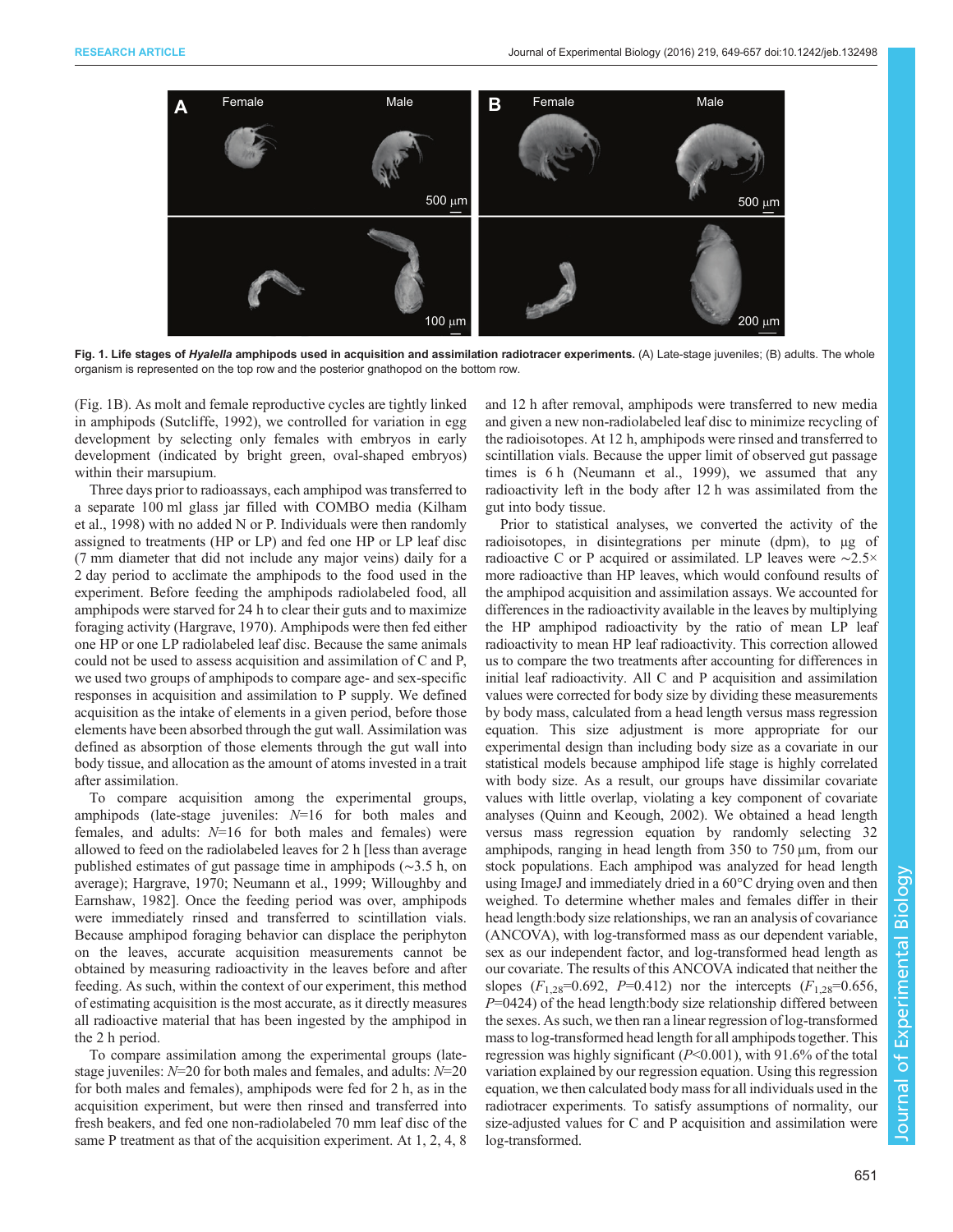**Fig. 1. Life stages of *Hyalella* amphipods used in acquisition and assimilation radiotracer experiments.** (A) Late-stage juveniles; (B) adults. The whole organism is represented on the top row and the posterior gnathopod on the bottom row.

(Fig. 1B). As molt and female reproductive cycles are tightly linked in amphipods (Sutcliffe, 1992), we controlled for variation in egg development by selecting only females with embryos in early development (indicated by bright green, oval-shaped embryos) within their marsupium.

Three days prior to radioassays, each amphipod was transferred to a separate 100 ml glass jar filled with COMBO media (Kilham et al., 1998) with no added N or P. Individuals were then randomly assigned to treatments (HP or LP) and fed one HP or LP leaf disc (7 mm diameter that did not include any major veins) daily for a 2 day period to acclimate the amphipods to the food used in the experiment. Before feeding the amphipods radiolabeled food, all amphipods were starved for 24 h to clear their guts and to maximize foraging activity (Hargrave, 1970). Amphipods were then fed either one HP or one LP radiolabeled leaf disc. Because the same animals could not be used to assess acquisition and assimilation of C and P, we used two groups of amphipods to compare age- and sex-specific responses in acquisition and assimilation to P supply. We defined acquisition as the intake of elements in a given period, before those elements have been absorbed through the gut wall. Assimilation was defined as absorption of those elements through the gut wall into body tissue, and allocation as the amount of atoms invested in a trait after assimilation.

To compare acquisition among the experimental groups, amphipods (late-stage juveniles: $N$=16 for both males and females, and adults: $N$=16 for both males and females) were allowed to feed on the radiolabeled leaves for 2 h [less than average published estimates of gut passage time in amphipods (~3.5 h, on average); Hargrave, 1970; Neumann et al., 1999; Willoughby and Earnshaw, 1982]. Once the feeding period was over, amphipods were immediately rinsed and transferred to scintillation vials. Because amphipod foraging behavior can displace the periphyton on the leaves, accurate acquisition measurements cannot be obtained by measuring radioactivity in the leaves before and after feeding. As such, within the context of our experiment, this method of estimating acquisition is the most accurate, as it directly measures all radioactive material that has been ingested by the amphipod in the 2 h period.

To compare assimilation among the experimental groups (late-stage juveniles: $N$=20 for both males and females, and adults: $N$=20 for both males and females), amphipods were fed for 2 h, as in the acquisition experiment, but were then rinsed and transferred into fresh beakers, and fed one non-radiolabeled 70 mm leaf disc of the same P treatment as that of the acquisition experiment. At 1, 2, 4, 8 and 12 h after removal, amphipods were transferred to new media and given a new non-radiolabeled leaf disc to minimize recycling of the radioisotopes. At 12 h, amphipods were rinsed and transferred to scintillation vials. Because the upper limit of observed gut passage times is 6 h (Neumann et al., 1999), we assumed that any radioactivity left in the body after 12 h was assimilated from the gut into body tissue.

Prior to statistical analyses, we converted the activity of the radioisotopes, in disintegrations per minute (dpm), to µg of radioactive C or P acquired or assimilated. LP leaves were ~2.5× more radioactive than HP leaves, which would confound results of the amphipod acquisition and assimilation assays. We accounted for differences in the radioactivity available in the leaves by multiplying the HP amphipod radioactivity by the ratio of mean LP leaf radioactivity to mean HP leaf radioactivity. This correction allowed us to compare the two treatments after accounting for differences in initial leaf radioactivity. All C and P acquisition and assimilation values were corrected for body size by dividing these measurements by body mass, calculated from a head length versus mass regression equation. This size adjustment is more appropriate for our experimental design than including body size as a covariate in our statistical models because amphipod life stage is highly correlated with body size. As a result, our groups have dissimilar covariate values with little overlap, violating a key component of covariate analyses (Quinn and Keough, 2002). We obtained a head length versus mass regression equation by randomly selecting 32 amphipods, ranging in head length from 350 to 750 µm, from our stock populations. Each amphipod was analyzed for head length using ImageJ and immediately dried in a 60°C drying oven and then weighed. To determine whether males and females differ in their head length:body size relationships, we ran an analysis of covariance (ANCOVA), with log-transformed mass as our dependent variable, sex as our independent factor, and log-transformed head length as our covariate. The results of this ANCOVA indicated that neither the slopes ($F_{1,28}$=0.692, $P$=0.412) nor the intercepts ($F_{1,28}$=0.656, $P$=0424) of the head length:body size relationship differed between the sexes. As such, we then ran a linear regression of log-transformed mass to log-transformed head length for all amphipods together. This regression was highly significant ($P$<0.001), with 91.6% of the total variation explained by our regression equation. Using this regression equation, we then calculated body mass for all individuals used in the radiotracer experiments. To satisfy assumptions of normality, our size-adjusted values for C and P acquisition and assimilation were log-transformed.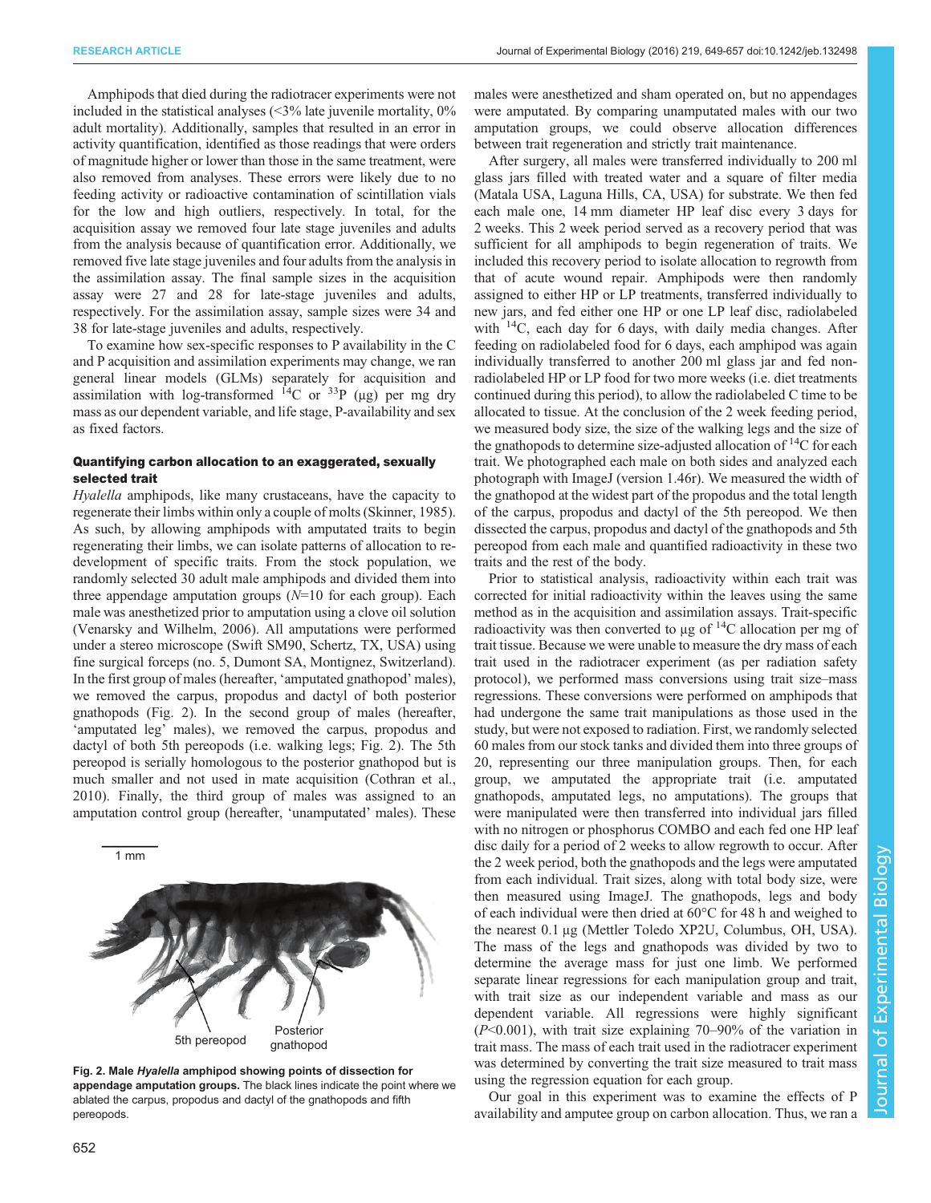Amphipods that died during the radiotracer experiments were not included in the statistical analyses (<3% late juvenile mortality, 0% adult mortality). Additionally, samples that resulted in an error in activity quantification, identified as those readings that were orders of magnitude higher or lower than those in the same treatment, were also removed from analyses. These errors were likely due to no feeding activity or radioactive contamination of scintillation vials for the low and high outliers, respectively. In total, for the acquisition assay we removed four late stage juveniles and adults from the analysis because of quantification error. Additionally, we removed five late stage juveniles and four adults from the analysis in the assimilation assay. The final sample sizes in the acquisition assay were 27 and 28 for late-stage juveniles and adults, respectively. For the assimilation assay, sample sizes were 34 and 38 for late-stage juveniles and adults, respectively.

To examine how sex-specific responses to P availability in the C and P acquisition and assimilation experiments may change, we ran general linear models (GLMs) separately for acquisition and assimilation with log-transformed $^{14}C$ or $^{33}P$ (µg) per mg dry mass as our dependent variable, and life stage, P-availability and sex as fixed factors.

### Quantifying carbon allocation to an exaggerated, sexually selected trait

*Hyalella* amphipods, like many crustaceans, have the capacity to regenerate their limbs within only a couple of molts (Skinner, 1985). As such, by allowing amphipods with amputated traits to begin regenerating their limbs, we can isolate patterns of allocation to re-development of specific traits. From the stock population, we randomly selected 30 adult male amphipods and divided them into three appendage amputation groups ($N$=10 for each group). Each male was anesthetized prior to amputation using a clove oil solution (Venarsky and Wilhelm, 2006). All amputations were performed under a stereo microscope (Swift SM90, Schertz, TX, USA) using fine surgical forceps (no. 5, Dumont SA, Montignez, Switzerland). In the first group of males (hereafter, 'amputated gnathopod' males), we removed the carpus, propodus and dactyl of both posterior gnathopods (Fig. 2). In the second group of males (hereafter, 'amputated leg' males), we removed the carpus, propodus and dactyl of both 5th pereopods (i.e. walking legs; Fig. 2). The 5th pereopod is serially homologous to the posterior gnathopod but is much smaller and not used in mate acquisition (Cothran et al., 2010). Finally, the third group of males was assigned to an amputation control group (hereafter, 'unamputated' males). These males were anesthetized and sham operated on, but no appendages were amputated. By comparing unamputated males with our two amputation groups, we could observe allocation differences between trait regeneration and strictly trait maintenance.

**Fig. 2. Male *Hyalella* amphipod showing points of dissection for appendage amputation groups.** The black lines indicate the point where we ablated the carpus, propodus and dactyl of the gnathopods and fifth pereopods.

After surgery, all males were transferred individually to 200 ml glass jars filled with treated water and a square of filter media (Matala USA, Laguna Hills, CA, USA) for substrate. We then fed each male one, 14 mm diameter HP leaf disc every 3 days for 2 weeks. This 2 week period served as a recovery period that was sufficient for all amphipods to begin regeneration of traits. We included this recovery period to isolate allocation to regrowth from that of acute wound repair. Amphipods were then randomly assigned to either HP or LP treatments, transferred individually to new jars, and fed either one HP or one LP leaf disc, radiolabeled with $^{14}C$, each day for 6 days, with daily media changes. After feeding on radiolabeled food for 6 days, each amphipod was again individually transferred to another 200 ml glass jar and fed non-radiolabeled HP or LP food for two more weeks (i.e. diet treatments continued during this period), to allow the radiolabeled C time to be allocated to tissue. At the conclusion of the 2 week feeding period, we measured body size, the size of the walking legs and the size of the gnathopods to determine size-adjusted allocation of $^{14}C$ for each trait. We photographed each male on both sides and analyzed each photograph with ImageJ (version 1.46r). We measured the width of the gnathopod at the widest part of the propodus and the total length of the carpus, propodus and dactyl of the 5th pereopod. We then dissected the carpus, propodus and dactyl of the gnathopods and 5th pereopod from each male and quantified radioactivity in these two traits and the rest of the body.

Prior to statistical analysis, radioactivity within each trait was corrected for initial radioactivity within the leaves using the same method as in the acquisition and assimilation assays. Trait-specific radioactivity was then converted to µg of $^{14}C$ allocation per mg of trait tissue. Because we were unable to measure the dry mass of each trait used in the radiotracer experiment (as per radiation safety protocol), we performed mass conversions using trait size–mass regressions. These conversions were performed on amphipods that had undergone the same trait manipulations as those used in the study, but were not exposed to radiation. First, we randomly selected 60 males from our stock tanks and divided them into three groups of 20, representing our three manipulation groups. Then, for each group, we amputated the appropriate trait (i.e. amputated gnathopods, amputated legs, no amputations). The groups that were manipulated were then transferred into individual jars filled with no nitrogen or phosphorus COMBO and each fed one HP leaf disc daily for a period of 2 weeks to allow regrowth to occur. After the 2 week period, both the gnathopods and the legs were amputated from each individual. Trait sizes, along with total body size, were then measured using ImageJ. The gnathopods, legs and body of each individual were then dried at 60°C for 48 h and weighed to the nearest 0.1 µg (Mettler Toledo XP2U, Columbus, OH, USA). The mass of the legs and gnathopods was divided by two to determine the average mass for just one limb. We performed separate linear regressions for each manipulation group and trait, with trait size as our independent variable and mass as our dependent variable. All regressions were highly significant ($P$<0.001), with trait size explaining 70–90% of the variation in trait mass. The mass of each trait used in the radiotracer experiment was determined by converting the trait size measured to trait mass using the regression equation for each group.

Our goal in this experiment was to examine the effects of P availability and amputee group on carbon allocation. Thus, we ran a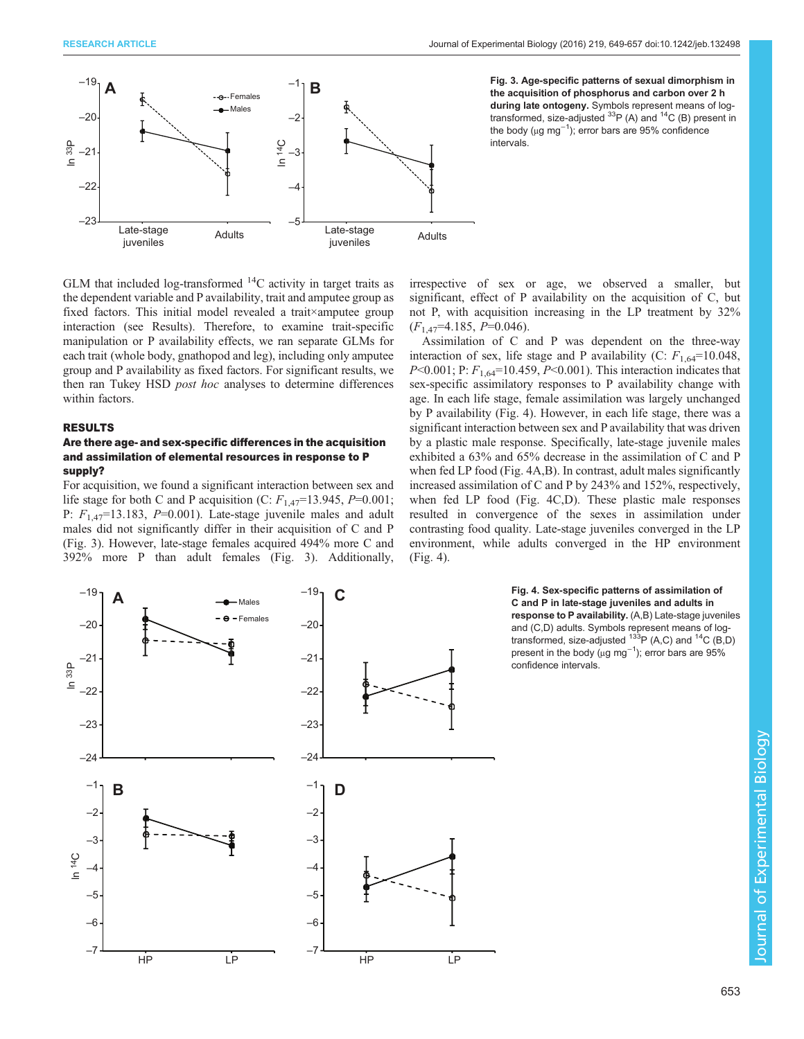Fig. 3. Age-specific patterns of sexual dimorphism in the acquisition of phosphorus and carbon over 2 h during late ontogeny. Symbols represent means of log-transformed, size-adjusted $^{33}$P (A) and $^{14}$C (B) present in the body (μg mg$^{-1}$); error bars are 95% confidence intervals.

GLM that included log-transformed $^{14}$C activity in target traits as the dependent variable and P availability, trait and amputee group as fixed factors. This initial model revealed a trait×amputee group interaction (see Results). Therefore, to examine trait-specific manipulation or P availability effects, we ran separate GLMs for each trait (whole body, gnathopod and leg), including only amputee group and P availability as fixed factors. For significant results, we then ran Tukey HSD *post hoc* analyses to determine differences within factors.

## RESULTS

### Are there age- and sex-specific differences in the acquisition and assimilation of elemental resources in response to P supply?

For acquisition, we found a significant interaction between sex and life stage for both C and P acquisition (C: $F_{1,47}$=13.945, $P$=0.001; P: $F_{1,47}$=13.183, $P$=0.001). Late-stage juvenile males and adult males did not significantly differ in their acquisition of C and P (Fig. 3). However, late-stage females acquired 494% more C and 392% more P than adult females (Fig. 3). Additionally, irrespective of sex or age, we observed a smaller, but significant, effect of P availability on the acquisition of C, but not P, with acquisition increasing in the LP treatment by 32% ($F_{1,47}$=4.185, $P$=0.046).

Assimilation of C and P was dependent on the three-way interaction of sex, life stage and P availability (C: $F_{1,64}$=10.048, $P$<0.001; P: $F_{1,64}$=10.459, $P$<0.001). This interaction indicates that sex-specific assimilatory responses to P availability change with age. In each life stage, female assimilation was largely unchanged by P availability (Fig. 4). However, in each life stage, there was a significant interaction between sex and P availability that was driven by a plastic male response. Specifically, late-stage juvenile males exhibited a 63% and 65% decrease in the assimilation of C and P when fed LP food (Fig. 4A,B). In contrast, adult males significantly increased assimilation of C and P by 243% and 152%, respectively, when fed LP food (Fig. 4C,D). These plastic male responses resulted in convergence of the sexes in assimilation under contrasting food quality. Late-stage juveniles converged in the LP environment, while adults converged in the HP environment (Fig. 4).

Fig. 4. Sex-specific patterns of assimilation of C and P in late-stage juveniles and adults in response to P availability. (A,B) Late-stage juveniles and (C,D) adults. Symbols represent means of log-transformed, size-adjusted $^{133}$P (A,C) and $^{14}$C (B,D) present in the body (μg mg$^{-1}$); error bars are 95% confidence intervals.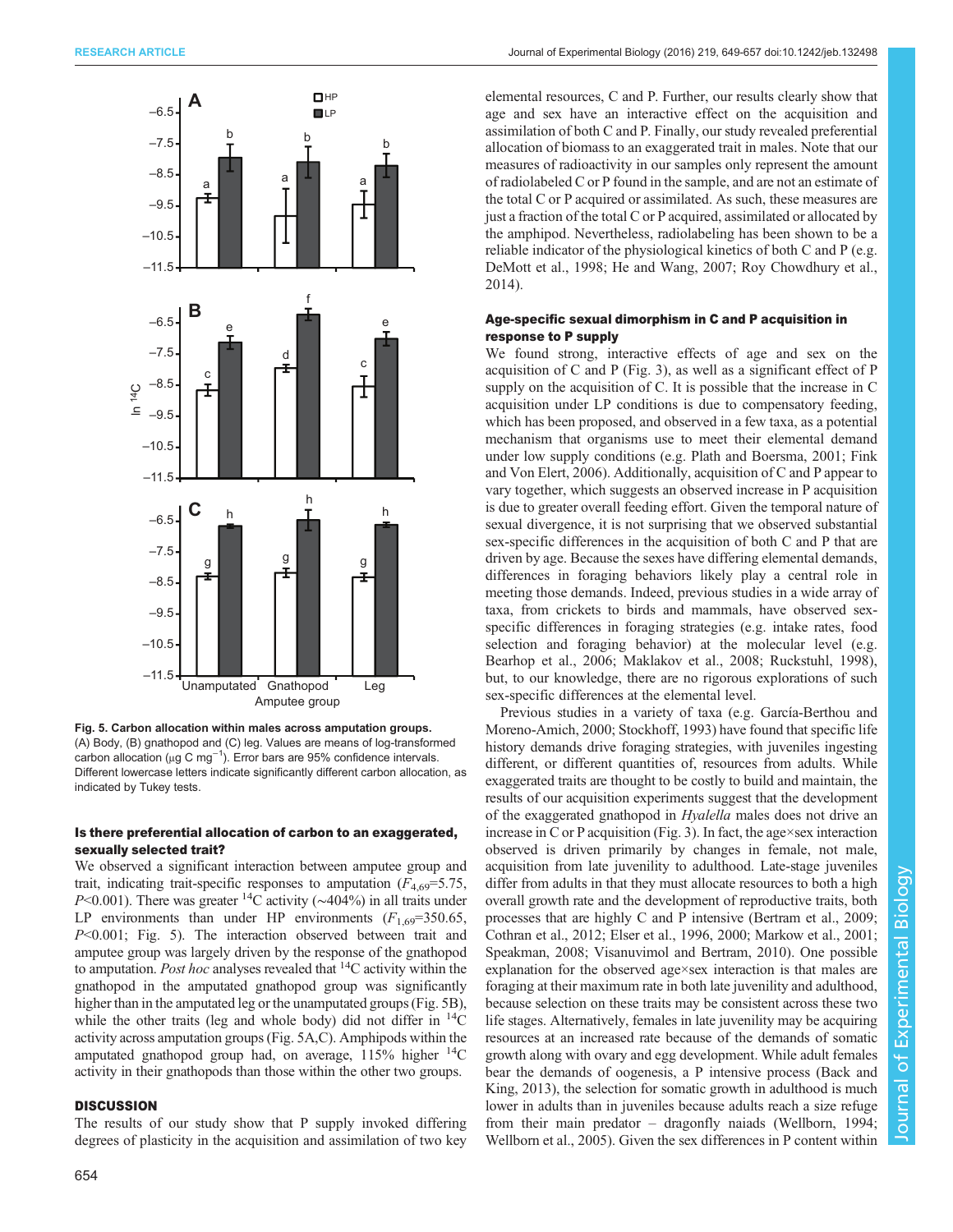Fig. 5. Carbon allocation within males across amputation groups. (A) Body, (B) gnathopod and (C) leg. Values are means of log-transformed carbon allocation (μg C $mg^{-1}$). Error bars are 95% confidence intervals. Different lowercase letters indicate significantly different carbon allocation, as indicated by Tukey tests.

### Is there preferential allocation of carbon to an exaggerated, sexually selected trait?

We observed a significant interaction between amputee group and trait, indicating trait-specific responses to amputation ($F_{4,69}$=5.75, $P$<0.001). There was greater $^{14}$C activity (~404%) in all traits under LP environments than under HP environments ($F_{1,69}$=350.65, $P$<0.001; Fig. 5). The interaction observed between trait and amputee group was largely driven by the response of the gnathopod to amputation. *Post hoc* analyses revealed that $^{14}$C activity within the gnathopod in the amputated gnathopod group was significantly higher than in the amputated leg or the unamputated groups (Fig. 5B), while the other traits (leg and whole body) did not differ in $^{14}$C activity across amputation groups (Fig. 5A,C). Amphipods within the amputated gnathopod group had, on average, 115% higher $^{14}$C activity in their gnathopods than those within the other two groups.

## DISCUSSION

The results of our study show that P supply invoked differing degrees of plasticity in the acquisition and assimilation of two key elemental resources, C and P. Further, our results clearly show that age and sex have an interactive effect on the acquisition and assimilation of both C and P. Finally, our study revealed preferential allocation of biomass to an exaggerated trait in males. Note that our measures of radioactivity in our samples only represent the amount of radiolabeled C or P found in the sample, and are not an estimate of the total C or P acquired or assimilated. As such, these measures are just a fraction of the total C or P acquired, assimilated or allocated by the amphipod. Nevertheless, radiolabeling has been shown to be a reliable indicator of the physiological kinetics of both C and P (e.g. DeMott et al., 1998; He and Wang, 2007; Roy Chowdhury et al., 2014).

### Age-specific sexual dimorphism in C and P acquisition in response to P supply

We found strong, interactive effects of age and sex on the acquisition of C and P (Fig. 3), as well as a significant effect of P supply on the acquisition of C. It is possible that the increase in C acquisition under LP conditions is due to compensatory feeding, which has been proposed, and observed in a few taxa, as a potential mechanism that organisms use to meet their elemental demand under low supply conditions (e.g. Plath and Boersma, 2001; Fink and Von Elert, 2006). Additionally, acquisition of C and P appear to vary together, which suggests an observed increase in P acquisition is due to greater overall feeding effort. Given the temporal nature of sexual divergence, it is not surprising that we observed substantial sex-specific differences in the acquisition of both C and P that are driven by age. Because the sexes have differing elemental demands, differences in foraging behaviors likely play a central role in meeting those demands. Indeed, previous studies in a wide array of taxa, from crickets to birds and mammals, have observed sex-specific differences in foraging strategies (e.g. intake rates, food selection and foraging behavior) at the molecular level (e.g. Bearhop et al., 2006; Maklakov et al., 2008; Ruckstuhl, 1998), but, to our knowledge, there are no rigorous explorations of such sex-specific differences at the elemental level.

Previous studies in a variety of taxa (e.g. García-Berthou and Moreno-Amich, 2000; Stockhoff, 1993) have found that specific life history demands drive foraging strategies, with juveniles ingesting different, or different quantities of, resources from adults. While exaggerated traits are thought to be costly to build and maintain, the results of our acquisition experiments suggest that the development of the exaggerated gnathopod in *Hyalella* males does not drive an increase in C or P acquisition (Fig. 3). In fact, the age×sex interaction observed is driven primarily by changes in female, not male, acquisition from late juvenility to adulthood. Late-stage juveniles differ from adults in that they must allocate resources to both a high overall growth rate and the development of reproductive traits, both processes that are highly C and P intensive (Bertram et al., 2009; Cothran et al., 2012; Elser et al., 1996, 2000; Markow et al., 2001; Speakman, 2008; Visanuvimol and Bertram, 2010). One possible explanation for the observed age×sex interaction is that males are foraging at their maximum rate in both late juvenility and adulthood, because selection on these traits may be consistent across these two life stages. Alternatively, females in late juvenility may be acquiring resources at an increased rate because of the demands of somatic growth along with ovary and egg development. While adult females bear the demands of oogenesis, a P intensive process (Back and King, 2013), the selection for somatic growth in adulthood is much lower in adults than in juveniles because adults reach a size refuge from their main predator – dragonfly naiads (Wellborn, 1994; Wellborn et al., 2005). Given the sex differences in P content within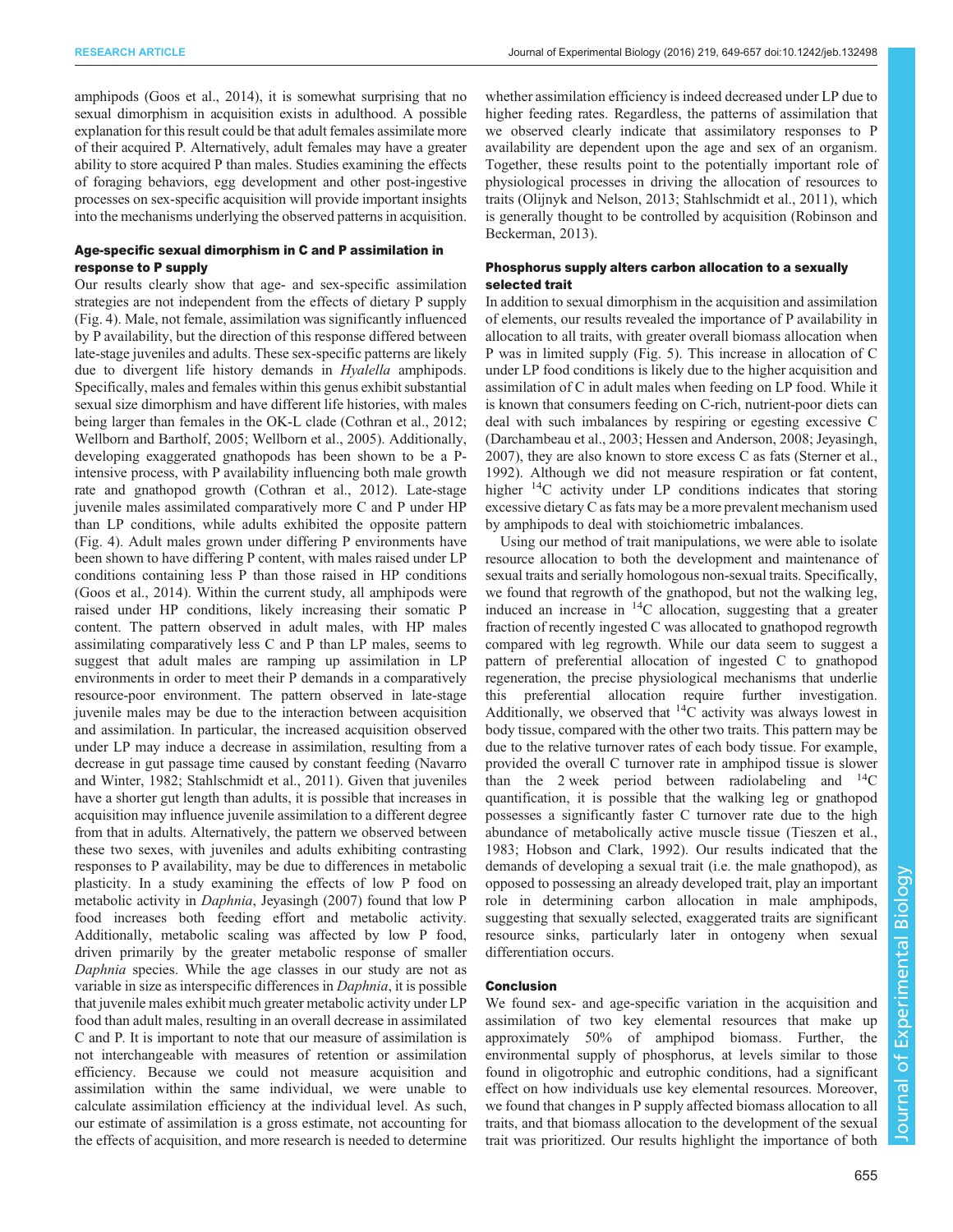amphipods (Goos et al., 2014), it is somewhat surprising that no sexual dimorphism in acquisition exists in adulthood. A possible explanation for this result could be that adult females assimilate more of their acquired P. Alternatively, adult females may have a greater ability to store acquired P than males. Studies examining the effects of foraging behaviors, egg development and other post-ingestive processes on sex-specific acquisition will provide important insights into the mechanisms underlying the observed patterns in acquisition.

### Age-specific sexual dimorphism in C and P assimilation in response to P supply

Our results clearly show that age- and sex-specific assimilation strategies are not independent from the effects of dietary P supply (Fig. 4). Male, not female, assimilation was significantly influenced by P availability, but the direction of this response differed between late-stage juveniles and adults. These sex-specific patterns are likely due to divergent life history demands in *Hyalella* amphipods. Specifically, males and females within this genus exhibit substantial sexual size dimorphism and have different life histories, with males being larger than females in the OK-L clade (Cothran et al., 2012; Wellborn and Bartholf, 2005; Wellborn et al., 2005). Additionally, developing exaggerated gnathopods has been shown to be a P-intensive process, with P availability influencing both male growth rate and gnathopod growth (Cothran et al., 2012). Late-stage juvenile males assimilated comparatively more C and P under HP than LP conditions, while adults exhibited the opposite pattern (Fig. 4). Adult males grown under differing P environments have been shown to have differing P content, with males raised under LP conditions containing less P than those raised in HP conditions (Goos et al., 2014). Within the current study, all amphipods were raised under HP conditions, likely increasing their somatic P content. The pattern observed in adult males, with HP males assimilating comparatively less C and P than LP males, seems to suggest that adult males are ramping up assimilation in LP environments in order to meet their P demands in a comparatively resource-poor environment. The pattern observed in late-stage juvenile males may be due to the interaction between acquisition and assimilation. In particular, the increased acquisition observed under LP may induce a decrease in assimilation, resulting from a decrease in gut passage time caused by constant feeding (Navarro and Winter, 1982; Stahlschmidt et al., 2011). Given that juveniles have a shorter gut length than adults, it is possible that increases in acquisition may influence juvenile assimilation to a different degree from that in adults. Alternatively, the pattern we observed between these two sexes, with juveniles and adults exhibiting contrasting responses to P availability, may be due to differences in metabolic plasticity. In a study examining the effects of low P food on metabolic activity in *Daphnia*, Jeyasingh (2007) found that low P food increases both feeding effort and metabolic activity. Additionally, metabolic scaling was affected by low P food, driven primarily by the greater metabolic response of smaller *Daphnia* species. While the age classes in our study are not as variable in size as interspecific differences in *Daphnia*, it is possible that juvenile males exhibit much greater metabolic activity under LP food than adult males, resulting in an overall decrease in assimilated C and P. It is important to note that our measure of assimilation is not interchangeable with measures of retention or assimilation efficiency. Because we could not measure acquisition and assimilation within the same individual, we were unable to calculate assimilation efficiency at the individual level. As such, our estimate of assimilation is a gross estimate, not accounting for the effects of acquisition, and more research is needed to determine whether assimilation efficiency is indeed decreased under LP due to higher feeding rates. Regardless, the patterns of assimilation that we observed clearly indicate that assimilatory responses to P availability are dependent upon the age and sex of an organism. Together, these results point to the potentially important role of physiological processes in driving the allocation of resources to traits (Olijnyk and Nelson, 2013; Stahlschmidt et al., 2011), which is generally thought to be controlled by acquisition (Robinson and Beckerman, 2013).

### Phosphorus supply alters carbon allocation to a sexually selected trait

In addition to sexual dimorphism in the acquisition and assimilation of elements, our results revealed the importance of P availability in allocation to all traits, with greater overall biomass allocation when P was in limited supply (Fig. 5). This increase in allocation of C under LP food conditions is likely due to the higher acquisition and assimilation of C in adult males when feeding on LP food. While it is known that consumers feeding on C-rich, nutrient-poor diets can deal with such imbalances by respiring or egesting excessive C (Darchambeau et al., 2003; Hessen and Anderson, 2008; Jeyasingh, 2007), they are also known to store excess C as fats (Sterner et al., 1992). Although we did not measure respiration or fat content, higher $^{14}C$ activity under LP conditions indicates that storing excessive dietary C as fats may be a more prevalent mechanism used by amphipods to deal with stoichiometric imbalances.

Using our method of trait manipulations, we were able to isolate resource allocation to both the development and maintenance of sexual traits and serially homologous non-sexual traits. Specifically, we found that regrowth of the gnathopod, but not the walking leg, induced an increase in $^{14}C$ allocation, suggesting that a greater fraction of recently ingested C was allocated to gnathopod regrowth compared with leg regrowth. While our data seem to suggest a pattern of preferential allocation of ingested C to gnathopod regeneration, the precise physiological mechanisms that underlie this preferential allocation require further investigation. Additionally, we observed that $^{14}C$ activity was always lowest in body tissue, compared with the other two traits. This pattern may be due to the relative turnover rates of each body tissue. For example, provided the overall C turnover rate in amphipod tissue is slower than the 2 week period between radiolabeling and $^{14}C$ quantification, it is possible that the walking leg or gnathopod possesses a significantly faster C turnover rate due to the high abundance of metabolically active muscle tissue (Tieszen et al., 1983; Hobson and Clark, 1992). Our results indicated that the demands of developing a sexual trait (i.e. the male gnathopod), as opposed to possessing an already developed trait, play an important role in determining carbon allocation in male amphipods, suggesting that sexually selected, exaggerated traits are significant resource sinks, particularly later in ontogeny when sexual differentiation occurs.

### Conclusion

We found sex- and age-specific variation in the acquisition and assimilation of two key elemental resources that make up approximately 50% of amphipod biomass. Further, the environmental supply of phosphorus, at levels similar to those found in oligotrophic and eutrophic conditions, had a significant effect on how individuals use key elemental resources. Moreover, we found that changes in P supply affected biomass allocation to all traits, and that biomass allocation to the development of the sexual trait was prioritized. Our results highlight the importance of both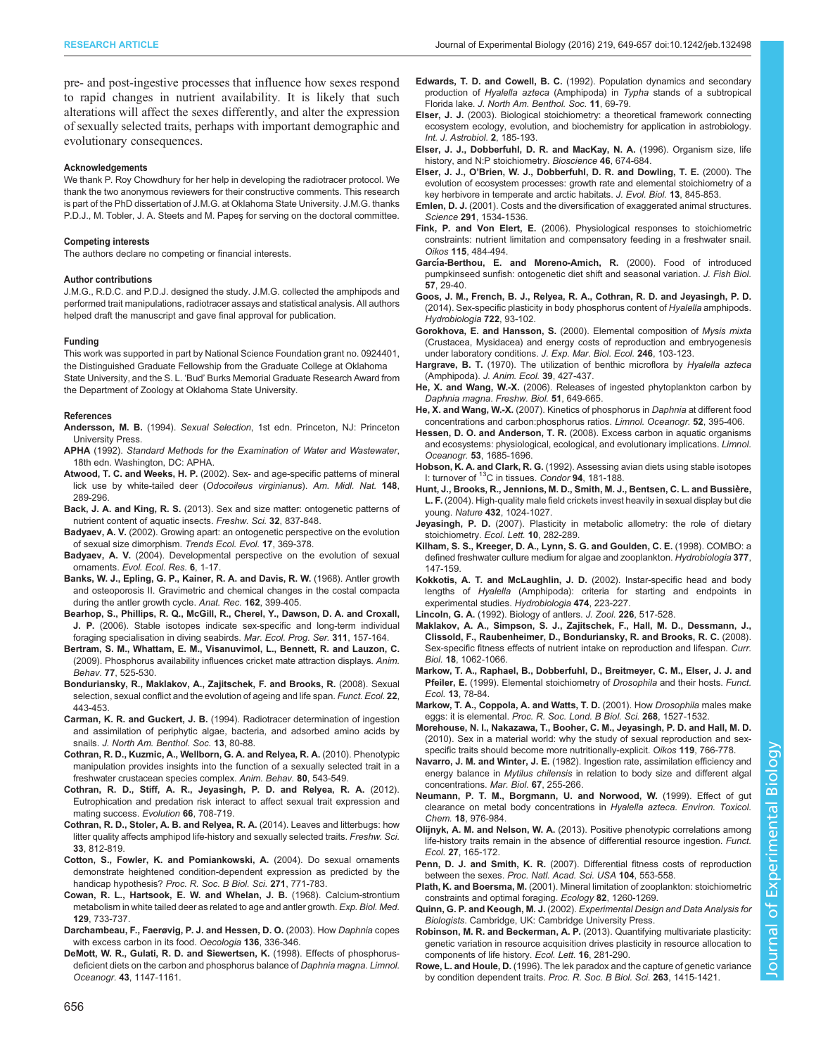pre- and post-ingestive processes that influence how sexes respond to rapid changes in nutrient availability. It is likely that such alterations will affect the sexes differently, and alter the expression of sexually selected traits, perhaps with important demographic and evolutionary consequences.

#### Acknowledgements

We thank P. Roy Chowdhury for her help in developing the radiotracer protocol. We thank the two anonymous reviewers for their constructive comments. This research is part of the PhD dissertation of J.M.G. at Oklahoma State University. J.M.G. thanks P.D.J., M. Tobler, J. A. Steets and M. Papeş for serving on the doctoral committee.

#### Competing interests

The authors declare no competing or financial interests.

#### Author contributions

J.M.G., R.D.C. and P.D.J. designed the study. J.M.G. collected the amphipods and performed trait manipulations, radiotracer assays and statistical analysis. All authors helped draft the manuscript and gave final approval for publication.

#### Funding

This work was supported in part by National Science Foundation grant no. 0924401, the Distinguished Graduate Fellowship from the Graduate College at Oklahoma State University, and the S. L. 'Bud' Burks Memorial Graduate Research Award from the Department of Zoology at Oklahoma State University.

#### References

**Andersson, M. B.** (1994). *Sexual Selection*, 1st edn. Princeton, NJ: Princeton University Press.

**APHA** (1992). *Standard Methods for the Examination of Water and Wastewater*, 18th edn. Washington, DC: APHA.

**Atwood, T. C. and Weeks, H. P.** (2002). Sex- and age-specific patterns of mineral lick use by white-tailed deer (*Odocoileus virginianus*). *Am. Midl. Nat.* **148**, 289-296.

**Back, J. A. and King, R. S.** (2013). Sex and size matter: ontogenetic patterns of nutrient content of aquatic insects. *Freshw. Sci.* **32**, 837-848.

**Badyaev, A. V.** (2002). Growing apart: an ontogenetic perspective on the evolution of sexual size dimorphism. *Trends Ecol. Evol.* **17**, 369-378.

**Badyaev, A. V.** (2004). Developmental perspective on the evolution of sexual ornaments. *Evol. Ecol. Res.* **6**, 1-17.

**Banks, W. J., Epling, G. P., Kainer, R. A. and Davis, R. W.** (1968). Antler growth and osteoporosis II. Gravimetric and chemical changes in the costal compacta during the antler growth cycle. *Anat. Rec.* **162**, 399-405.

**Bearhop, S., Phillips, R. Q., McGill, R., Cherel, Y., Dawson, D. A. and Croxall, J. P.** (2006). Stable isotopes indicate sex-specific and long-term individual foraging specialisation in diving seabirds. *Mar. Ecol. Prog. Ser.* **311**, 157-164.

**Bertram, S. M., Whattam, E. M., Visanuvimol, L., Bennett, R. and Lauzon, C.** (2009). Phosphorus availability influences cricket mate attraction displays. *Anim. Behav.* **77**, 525-530.

**Bonduriansky, R., Maklakov, A., Zajitschek, F. and Brooks, R.** (2008). Sexual selection, sexual conflict and the evolution of ageing and life span. *Funct. Ecol.* **22**, 443-453.

**Carman, K. R. and Guckert, J. B.** (1994). Radiotracer determination of ingestion and assimilation of periphytic algae, bacteria, and adsorbed amino acids by snails. *J. North Am. Benthol. Soc.* **13**, 80-88.

**Cothran, R. D., Kuzmic, A., Wellborn, G. A. and Relyea, R. A.** (2010). Phenotypic manipulation provides insights into the function of a sexually selected trait in a freshwater crustacean species complex. *Anim. Behav.* **80**, 543-549.

**Cothran, R. D., Stiff, A. R., Jeyasingh, P. D. and Relyea, R. A.** (2012). Eutrophication and predation risk interact to affect sexual trait expression and mating success. *Evolution* **66**, 708-719.

**Cothran, R. D., Stoler, A. B. and Relyea, R. A.** (2014). Leaves and litterbugs: how litter quality affects amphipod life-history and sexually selected traits. *Freshw. Sci.* **33**, 812-819.

**Cotton, S., Fowler, K. and Pomiankowski, A.** (2004). Do sexual ornaments demonstrate heightened condition-dependent expression as predicted by the handicap hypothesis? *Proc. R. Soc. B Biol. Sci.* **271**, 771-783.

**Cowan, R. L., Hartsook, E. W. and Whelan, J. B.** (1968). Calcium-strontium metabolism in white tailed deer as related to age and antler growth. *Exp. Biol. Med.* **129**, 733-737.

**Darchambeau, F., Faerøvig, P. J. and Hessen, D. O.** (2003). How *Daphnia* copes with excess carbon in its food. *Oecologia* **136**, 336-346.

**DeMott, W. R., Gulati, R. D. and Siewertsen, K.** (1998). Effects of phosphorus-deficient diets on the carbon and phosphorus balance of *Daphnia magna*. *Limnol. Oceanogr.* **43**, 1147-1161.

**Edwards, T. D. and Cowell, B. C.** (1992). Population dynamics and secondary production of *Hyalella azteca* (Amphipoda) in *Typha* stands of a subtropical Florida lake. *J. North Am. Benthol. Soc.* **11**, 69-79.

**Elser, J. J.** (2003). Biological stoichiometry: a theoretical framework connecting ecosystem ecology, evolution, and biochemistry for application in astrobiology. *Int. J. Astrobiol.* **2**, 185-193.

**Elser, J. J., Dobberfuhl, D. R. and MacKay, N. A.** (1996). Organism size, life history, and N:P stoichiometry. *Bioscience* **46**, 674-684.

**Elser, J. J., O'Brien, W. J., Dobberfuhl, D. R. and Dowling, T. E.** (2000). The evolution of ecosystem processes: growth rate and elemental stoichiometry of a key herbivore in temperate and arctic habitats. *J. Evol. Biol.* **13**, 845-853.

**Emlen, D. J.** (2001). Costs and the diversification of exaggerated animal structures. *Science* **291**, 1534-1536.

**Fink, P. and Von Elert, E.** (2006). Physiological responses to stoichiometric constraints: nutrient limitation and compensatory feeding in a freshwater snail. *Oikos* **115**, 484-494.

**García-Berthou, E. and Moreno-Amich, R.** (2000). Food of introduced pumpkinseed sunfish: ontogenetic diet shift and seasonal variation. *J. Fish Biol.* **57**, 29-40.

**Goos, J. M., French, B. J., Relyea, R. A., Cothran, R. D. and Jeyasingh, P. D.** (2014). Sex-specific plasticity in body phosphorus content of *Hyalella* amphipods. *Hydrobiologia* **722**, 93-102.

**Gorokhova, E. and Hansson, S.** (2000). Elemental composition of *Mysis mixta* (Crustacea, Mysidacea) and energy costs of reproduction and embryogenesis under laboratory conditions. *J. Exp. Mar. Biol. Ecol.* **246**, 103-123.

**Hargrave, B. T.** (1970). The utilization of benthic microflora by *Hyalella azteca* (Amphipoda). *J. Anim. Ecol.* **39**, 427-437.

**He, X. and Wang, W.-X.** (2006). Releases of ingested phytoplankton carbon by *Daphnia magna*. *Freshw. Biol.* **51**, 649-665.

**He, X. and Wang, W.-X.** (2007). Kinetics of phosphorus in *Daphnia* at different food concentrations and carbon:phosphorus ratios. *Limnol. Oceanogr.* **52**, 395-406.

**Hessen, D. O. and Anderson, T. R.** (2008). Excess carbon in aquatic organisms and ecosystems: physiological, ecological, and evolutionary implications. *Limnol. Oceanogr.* **53**, 1685-1696.

**Hobson, K. A. and Clark, R. G.** (1992). Assessing avian diets using stable isotopes I: turnover of $^{13}$C in tissues. *Condor* **94**, 181-188.

**Hunt, J., Brooks, R., Jennions, M. D., Smith, M. J., Bentsen, C. L. and Bussière, L. F.** (2004). High-quality male field crickets invest heavily in sexual display but die young. *Nature* **432**, 1024-1027.

**Jeyasingh, P. D.** (2007). Plasticity in metabolic allometry: the role of dietary stoichiometry. *Ecol. Lett.* **10**, 282-289.

**Kilham, S. S., Kreeger, D. A., Lynn, S. G. and Goulden, C. E.** (1998). COMBO: a defined freshwater culture medium for algae and zooplankton. *Hydrobiologia* **377**, 147-159.

**Kokkotis, A. T. and McLaughlin, J. D.** (2002). Instar-specific head and body lengths of *Hyalella* (Amphipoda): criteria for starting and endpoints in experimental studies. *Hydrobiologia* **474**, 223-227.

**Lincoln, G. A.** (1992). Biology of antlers. *J. Zool.* **226**, 517-528.

**Maklakov, A. A., Simpson, S. J., Zajitschek, F., Hall, M. D., Dessmann, J., Clissold, F., Raubenheimer, D., Bonduriansky, R. and Brooks, R. C.** (2008). Sex-specific fitness effects of nutrient intake on reproduction and lifespan. *Curr. Biol.* **18**, 1062-1066.

**Markow, T. A., Raphael, B., Dobberfuhl, D., Breitmeyer, C. M., Elser, J. J. and Pfeiler, E.** (1999). Elemental stoichiometry of *Drosophila* and their hosts. *Funct. Ecol.* **13**, 78-84.

**Markow, T. A., Coppola, A. and Watts, T. D.** (2001). How *Drosophila* males make eggs: it is elemental. *Proc. R. Soc. Lond. B Biol. Sci.* **268**, 1527-1532.

**Morehouse, N. I., Nakazawa, T., Booher, C. M., Jeyasingh, P. D. and Hall, M. D.** (2010). Sex in a material world: why the study of sexual reproduction and sex-specific traits should become more nutritionally-explicit. *Oikos* **119**, 766-778.

**Navarro, J. M. and Winter, J. E.** (1982). Ingestion rate, assimilation efficiency and energy balance in *Mytilus chilensis* in relation to body size and different algal concentrations. *Mar. Biol.* **67**, 255-266.

**Neumann, P. T. M., Borgmann, U. and Norwood, W.** (1999). Effect of gut clearance on metal body concentrations in *Hyalella azteca*. *Environ. Toxicol. Chem.* **18**, 976-984.

**Olijnyk, A. M. and Nelson, W. A.** (2013). Positive phenotypic correlations among life-history traits remain in the absence of differential resource ingestion. *Funct. Ecol.* **27**, 165-172.

**Penn, D. J. and Smith, K. R.** (2007). Differential fitness costs of reproduction between the sexes. *Proc. Natl. Acad. Sci. USA* **104**, 553-558.

**Plath, K. and Boersma, M.** (2001). Mineral limitation of zooplankton: stoichiometric constraints and optimal foraging. *Ecology* **82**, 1260-1269.

**Quinn, G. P. and Keough, M. J.** (2002). *Experimental Design and Data Analysis for Biologists*. Cambridge, UK: Cambridge University Press.

**Robinson, M. R. and Beckerman, A. P.** (2013). Quantifying multivariate plasticity: genetic variation in resource acquisition drives plasticity in resource allocation to components of life history. *Ecol. Lett.* **16**, 281-290.

**Rowe, L. and Houle, D.** (1996). The lek paradox and the capture of genetic variance by condition dependent traits. *Proc. R. Soc. B Biol. Sci.* **263**, 1415-1421.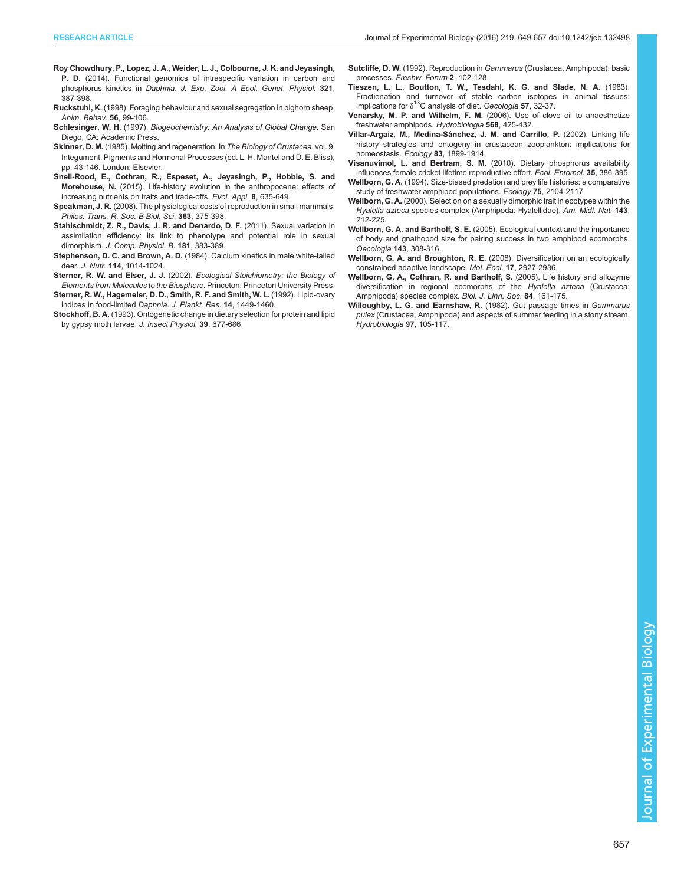**Roy Chowdhury, P., Lopez, J. A., Weider, L. J., Colbourne, J. K. and Jeyasingh, P. D.** (2014). Functional genomics of intraspecific variation in carbon and phosphorus kinetics in *Daphnia*. *J. Exp. Zool. A Ecol. Genet. Physiol.* **321**, 387-398.

**Ruckstuhl, K.** (1998). Foraging behaviour and sexual segregation in bighorn sheep. *Anim. Behav.* **56**, 99-106.

**Schlesinger, W. H.** (1997). *Biogeochemistry: An Analysis of Global Change*. San Diego, CA: Academic Press.

**Skinner, D. M.** (1985). Molting and regeneration. In *The Biology of Crustacea*, vol. 9, Integument, Pigments and Hormonal Processes (ed. L. H. Mantel and D. E. Bliss), pp. 43-146. London: Elsevier.

**Snell-Rood, E., Cothran, R., Espeset, A., Jeyasingh, P., Hobbie, S. and Morehouse, N.** (2015). Life-history evolution in the anthropocene: effects of increasing nutrients on traits and trade-offs. *Evol. Appl.* **8**, 635-649.

**Speakman, J. R.** (2008). The physiological costs of reproduction in small mammals. *Philos. Trans. R. Soc. B Biol. Sci.* **363**, 375-398.

**Stahlschmidt, Z. R., Davis, J. R. and Denardo, D. F.** (2011). Sexual variation in assimilation efficiency: its link to phenotype and potential role in sexual dimorphism. *J. Comp. Physiol. B.* **181**, 383-389.

**Stephenson, D. C. and Brown, A. D.** (1984). Calcium kinetics in male white-tailed deer. *J. Nutr.* **114**, 1014-1024.

**Sterner, R. W. and Elser, J. J.** (2002). *Ecological Stoichiometry: the Biology of Elements from Molecules to the Biosphere*. Princeton: Princeton University Press.

**Sterner, R. W., Hagemeier, D. D., Smith, R. F. and Smith, W. L.** (1992). Lipid-ovary indices in food-limited *Daphnia*. *J. Plankt. Res.* **14**, 1449-1460.

**Stockhoff, B. A.** (1993). Ontogenetic change in dietary selection for protein and lipid by gypsy moth larvae. *J. Insect Physiol.* **39**, 677-686.

**Sutcliffe, D. W.** (1992). Reproduction in *Gammarus* (Crustacea, Amphipoda): basic processes. *Freshw. Forum* **2**, 102-128.

**Tieszen, L. L., Boutton, T. W., Tesdahl, K. G. and Slade, N. A.** (1983). Fractionation and turnover of stable carbon isotopes in animal tissues: implications for $\delta^{13}$C analysis of diet. *Oecologia* **57**, 32-37.

**Venarsky, M. P. and Wilhelm, F. M.** (2006). Use of clove oil to anaesthetize freshwater amphipods. *Hydrobiologia* **568**, 425-432.

**Villar-Argaiz, M., Medina-Sánchez, J. M. and Carrillo, P.** (2002). Linking life history strategies and ontogeny in crustacean zooplankton: implications for homeostasis. *Ecology* **83**, 1899-1914.

**Visanuvimol, L. and Bertram, S. M.** (2010). Dietary phosphorus availability influences female cricket lifetime reproductive effort. *Ecol. Entomol.* **35**, 386-395.

**Wellborn, G. A.** (1994). Size-biased predation and prey life histories: a comparative study of freshwater amphipod populations. *Ecology* **75**, 2104-2117.

**Wellborn, G. A.** (2000). Selection on a sexually dimorphic trait in ecotypes within the *Hyalella azteca* species complex (Amphipoda: Hyalellidae). *Am. Midl. Nat.* **143**, 212-225.

**Wellborn, G. A. and Bartholf, S. E.** (2005). Ecological context and the importance of body and gnathopod size for pairing success in two amphipod ecomorphs. *Oecologia* **143**, 308-316.

**Wellborn, G. A. and Broughton, R. E.** (2008). Diversification on an ecologically constrained adaptive landscape. *Mol. Ecol.* **17**, 2927-2936.

**Wellborn, G. A., Cothran, R. and Bartholf, S.** (2005). Life history and allozyme diversification in regional ecomorphs of the *Hyalella azteca* (Crustacea: Amphipoda) species complex. *Biol. J. Linn. Soc.* **84**, 161-175.

**Willoughby, L. G. and Earnshaw, R.** (1982). Gut passage times in *Gammarus pulex* (Crustacea, Amphipoda) and aspects of summer feeding in a stony stream. *Hydrobiologia* **97**, 105-117.